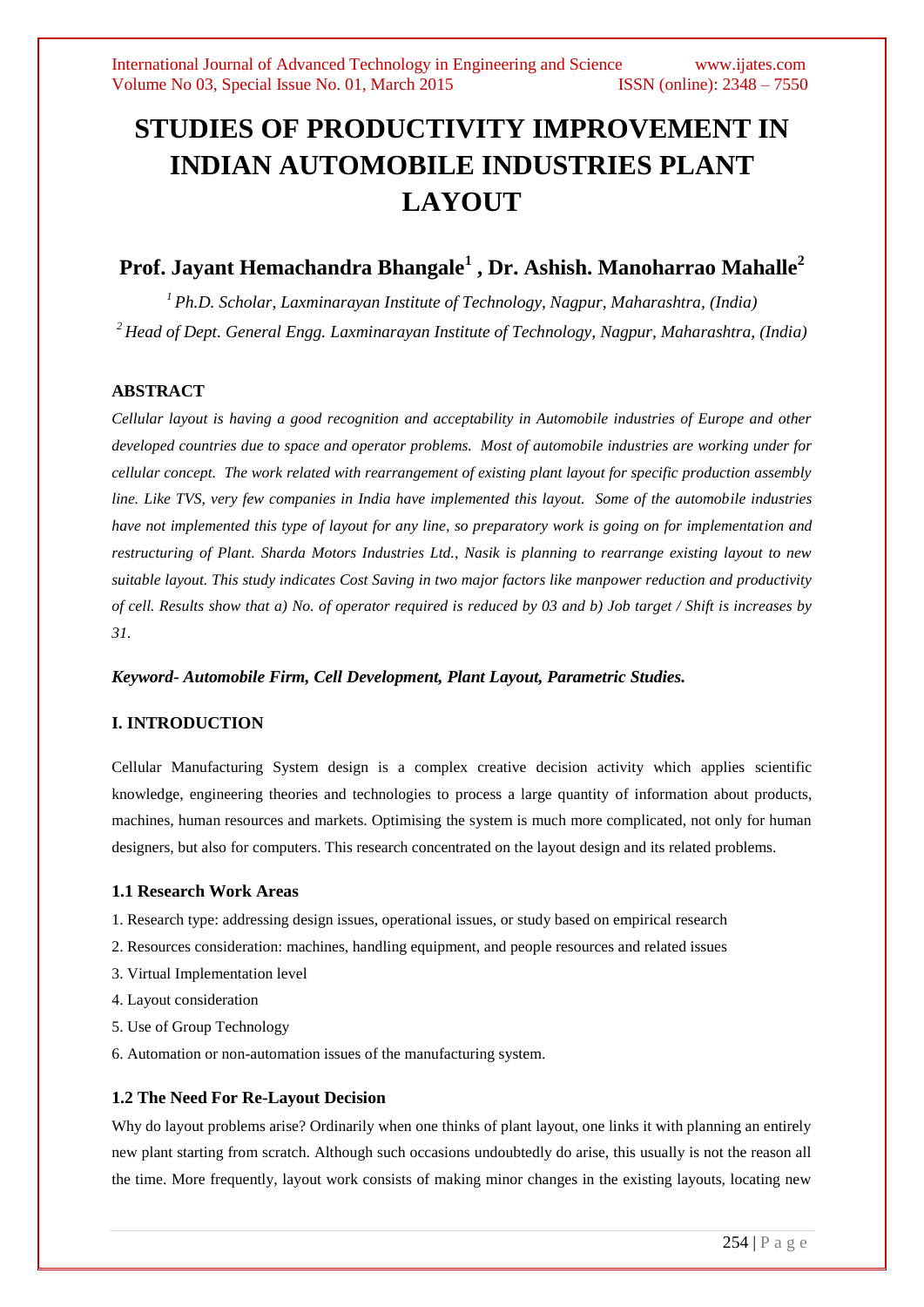# STUDIES OF PRODUCTIVITY IMPROVEMENT IN INDIAN AUTOMOBILE INDUSTRIES PLANT LAYOUT

## Prof. Jayant Hemachandra Bhangale[1] , Dr. Ashish. Manoharrao Mahalle[2]

[1] *Ph.D. Scholar, Laxminarayan Institute of Technology, Nagpur, Maharashtra, (India)*

[2] *Head of Dept. General Engg. Laxminarayan Institute of Technology, Nagpur, Maharashtra, (India)*

### ABSTRACT

*Cellular layout is having a good recognition and acceptability in Automobile industries of Europe and other developed countries due to space and operator problems. Most of automobile industries are working under for cellular concept. The work related with rearrangement of existing plant layout for specific production assembly line. Like TVS, very few companies in India have implemented this layout. Some of the automobile industries have not implemented this type of layout for any line, so preparatory work is going on for implementation and restructuring of Plant. Sharda Motors Industries Ltd., Nasik is planning to rearrange existing layout to new suitable layout. This study indicates Cost Saving in two major factors like manpower reduction and productivity of cell. Results show that a) No. of operator required is reduced by 03 and b) Job target / Shift is increases by 31.*

***Keyword- Automobile Firm, Cell Development, Plant Layout, Parametric Studies.***

### I. INTRODUCTION

Cellular Manufacturing System design is a complex creative decision activity which applies scientific knowledge, engineering theories and technologies to process a large quantity of information about products, machines, human resources and markets. Optimising the system is much more complicated, not only for human designers, but also for computers. This research concentrated on the layout design and its related problems.

#### 1.1 Research Work Areas

1. Research type: addressing design issues, operational issues, or study based on empirical research
2. Resources consideration: machines, handling equipment, and people resources and related issues
3. Virtual Implementation level
4. Layout consideration
5. Use of Group Technology
6. Automation or non-automation issues of the manufacturing system.

#### 1.2 The Need For Re-Layout Decision

Why do layout problems arise? Ordinarily when one thinks of plant layout, one links it with planning an entirely new plant starting from scratch. Although such occasions undoubtedly do arise, this usually is not the reason all the time. More frequently, layout work consists of making minor changes in the existing layouts, locating new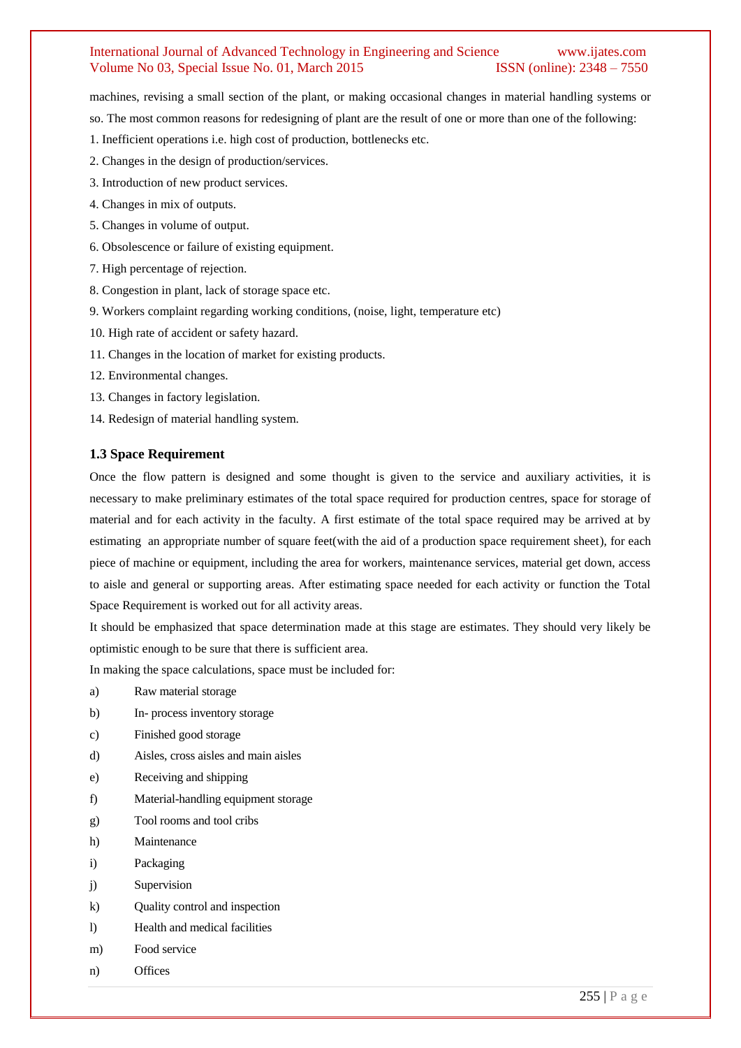machines, revising a small section of the plant, or making occasional changes in material handling systems or so. The most common reasons for redesigning of plant are the result of one or more than one of the following:

1. Inefficient operations i.e. high cost of production, bottlenecks etc.
2. Changes in the design of production/services.
3. Introduction of new product services.
4. Changes in mix of outputs.
5. Changes in volume of output.
6. Obsolescence or failure of existing equipment.
7. High percentage of rejection.
8. Congestion in plant, lack of storage space etc.
9. Workers complaint regarding working conditions, (noise, light, temperature etc)
10. High rate of accident or safety hazard.
11. Changes in the location of market for existing products.
12. Environmental changes.
13. Changes in factory legislation.
14. Redesign of material handling system.

### 1.3 Space Requirement

Once the flow pattern is designed and some thought is given to the service and auxiliary activities, it is necessary to make preliminary estimates of the total space required for production centres, space for storage of material and for each activity in the faculty. A first estimate of the total space required may be arrived at by estimating an appropriate number of square feet(with the aid of a production space requirement sheet), for each piece of machine or equipment, including the area for workers, maintenance services, material get down, access to aisle and general or supporting areas. After estimating space needed for each activity or function the Total Space Requirement is worked out for all activity areas.

It should be emphasized that space determination made at this stage are estimates. They should very likely be optimistic enough to be sure that there is sufficient area.

In making the space calculations, space must be included for:

a) Raw material storage
b) In- process inventory storage
c) Finished good storage
d) Aisles, cross aisles and main aisles
e) Receiving and shipping
f) Material-handling equipment storage
g) Tool rooms and tool cribs
h) Maintenance
i) Packaging
j) Supervision
k) Quality control and inspection
l) Health and medical facilities
m) Food service
n) Offices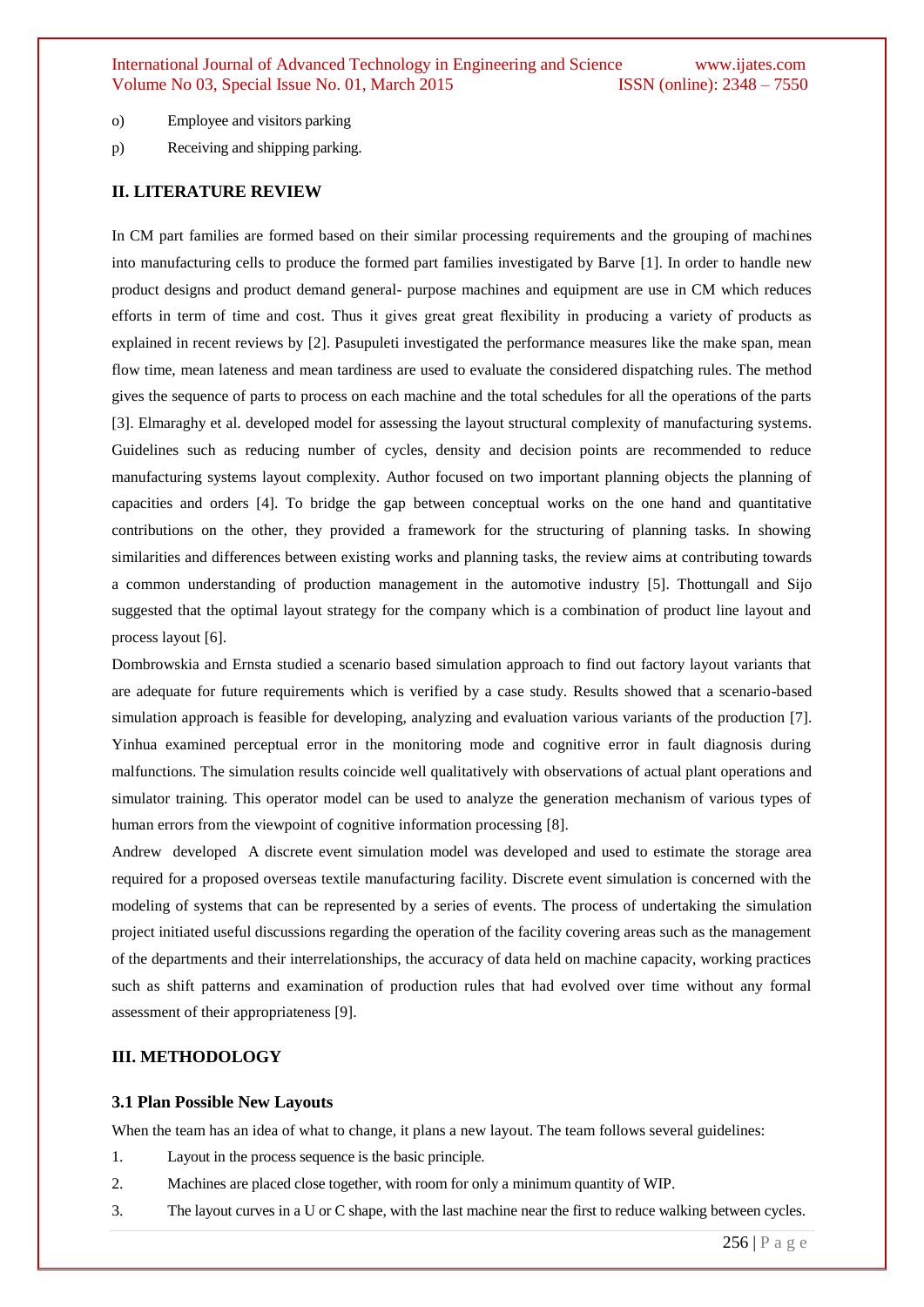o) Employee and visitors parking

p) Receiving and shipping parking.

## II. LITERATURE REVIEW

In CM part families are formed based on their similar processing requirements and the grouping of machines into manufacturing cells to produce the formed part families investigated by Barve [1]. In order to handle new product designs and product demand general- purpose machines and equipment are use in CM which reduces efforts in term of time and cost. Thus it gives great great flexibility in producing a variety of products as explained in recent reviews by [2]. Pasupuleti investigated the performance measures like the make span, mean flow time, mean lateness and mean tardiness are used to evaluate the considered dispatching rules. The method gives the sequence of parts to process on each machine and the total schedules for all the operations of the parts [3]. Elmaraghy et al. developed model for assessing the layout structural complexity of manufacturing systems. Guidelines such as reducing number of cycles, density and decision points are recommended to reduce manufacturing systems layout complexity. Author focused on two important planning objects the planning of capacities and orders [4]. To bridge the gap between conceptual works on the one hand and quantitative contributions on the other, they provided a framework for the structuring of planning tasks. In showing similarities and differences between existing works and planning tasks, the review aims at contributing towards a common understanding of production management in the automotive industry [5]. Thottungall and Sijo suggested that the optimal layout strategy for the company which is a combination of product line layout and process layout [6].

Dombrowskia and Ernsta studied a scenario based simulation approach to find out factory layout variants that are adequate for future requirements which is verified by a case study. Results showed that a scenario-based simulation approach is feasible for developing, analyzing and evaluation various variants of the production [7]. Yinhua examined perceptual error in the monitoring mode and cognitive error in fault diagnosis during malfunctions. The simulation results coincide well qualitatively with observations of actual plant operations and simulator training. This operator model can be used to analyze the generation mechanism of various types of human errors from the viewpoint of cognitive information processing [8].

Andrew developed A discrete event simulation model was developed and used to estimate the storage area required for a proposed overseas textile manufacturing facility. Discrete event simulation is concerned with the modeling of systems that can be represented by a series of events. The process of undertaking the simulation project initiated useful discussions regarding the operation of the facility covering areas such as the management of the departments and their interrelationships, the accuracy of data held on machine capacity, working practices such as shift patterns and examination of production rules that had evolved over time without any formal assessment of their appropriateness [9].

## III. METHODOLOGY

### 3.1 Plan Possible New Layouts

When the team has an idea of what to change, it plans a new layout. The team follows several guidelines:

1. Layout in the process sequence is the basic principle.
2. Machines are placed close together, with room for only a minimum quantity of WIP.
3. The layout curves in a U or C shape, with the last machine near the first to reduce walking between cycles.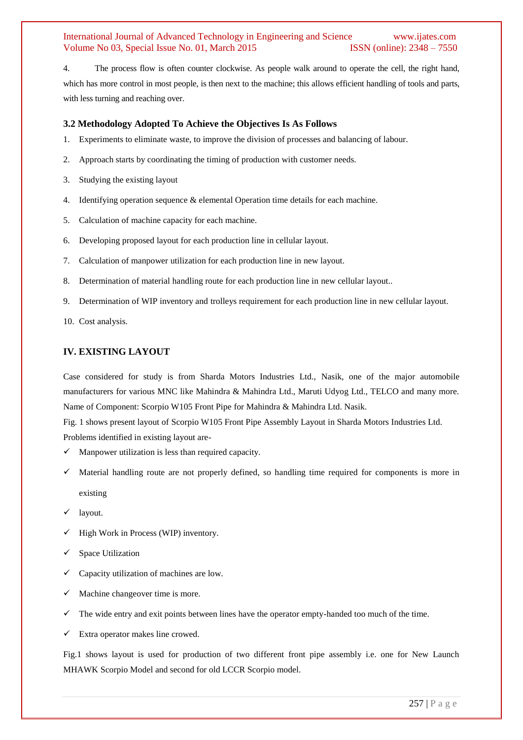4. The process flow is often counter clockwise. As people walk around to operate the cell, the right hand, which has more control in most people, is then next to the machine; this allows efficient handling of tools and parts, with less turning and reaching over.

### 3.2 Methodology Adopted To Achieve the Objectives Is As Follows

1. Experiments to eliminate waste, to improve the division of processes and balancing of labour.
2. Approach starts by coordinating the timing of production with customer needs.
3. Studying the existing layout
4. Identifying operation sequence & elemental Operation time details for each machine.
5. Calculation of machine capacity for each machine.
6. Developing proposed layout for each production line in cellular layout.
7. Calculation of manpower utilization for each production line in new layout.
8. Determination of material handling route for each production line in new cellular layout..
9. Determination of WIP inventory and trolleys requirement for each production line in new cellular layout.
10. Cost analysis.

## IV. EXISTING LAYOUT

Case considered for study is from Sharda Motors Industries Ltd., Nasik, one of the major automobile manufacturers for various MNC like Mahindra & Mahindra Ltd., Maruti Udyog Ltd., TELCO and many more. Name of Component: Scorpio W105 Front Pipe for Mahindra & Mahindra Ltd. Nasik.

Fig. 1 shows present layout of Scorpio W105 Front Pipe Assembly Layout in Sharda Motors Industries Ltd.

Problems identified in existing layout are-

- ✓ Manpower utilization is less than required capacity.
- ✓ Material handling route are not properly defined, so handling time required for components is more in existing
- ✓ layout.
- ✓ High Work in Process (WIP) inventory.
- ✓ Space Utilization
- ✓ Capacity utilization of machines are low.
- ✓ Machine changeover time is more.
- ✓ The wide entry and exit points between lines have the operator empty-handed too much of the time.
- ✓ Extra operator makes line crowed.

Fig.1 shows layout is used for production of two different front pipe assembly i.e. one for New Launch MHAWK Scorpio Model and second for old LCCR Scorpio model.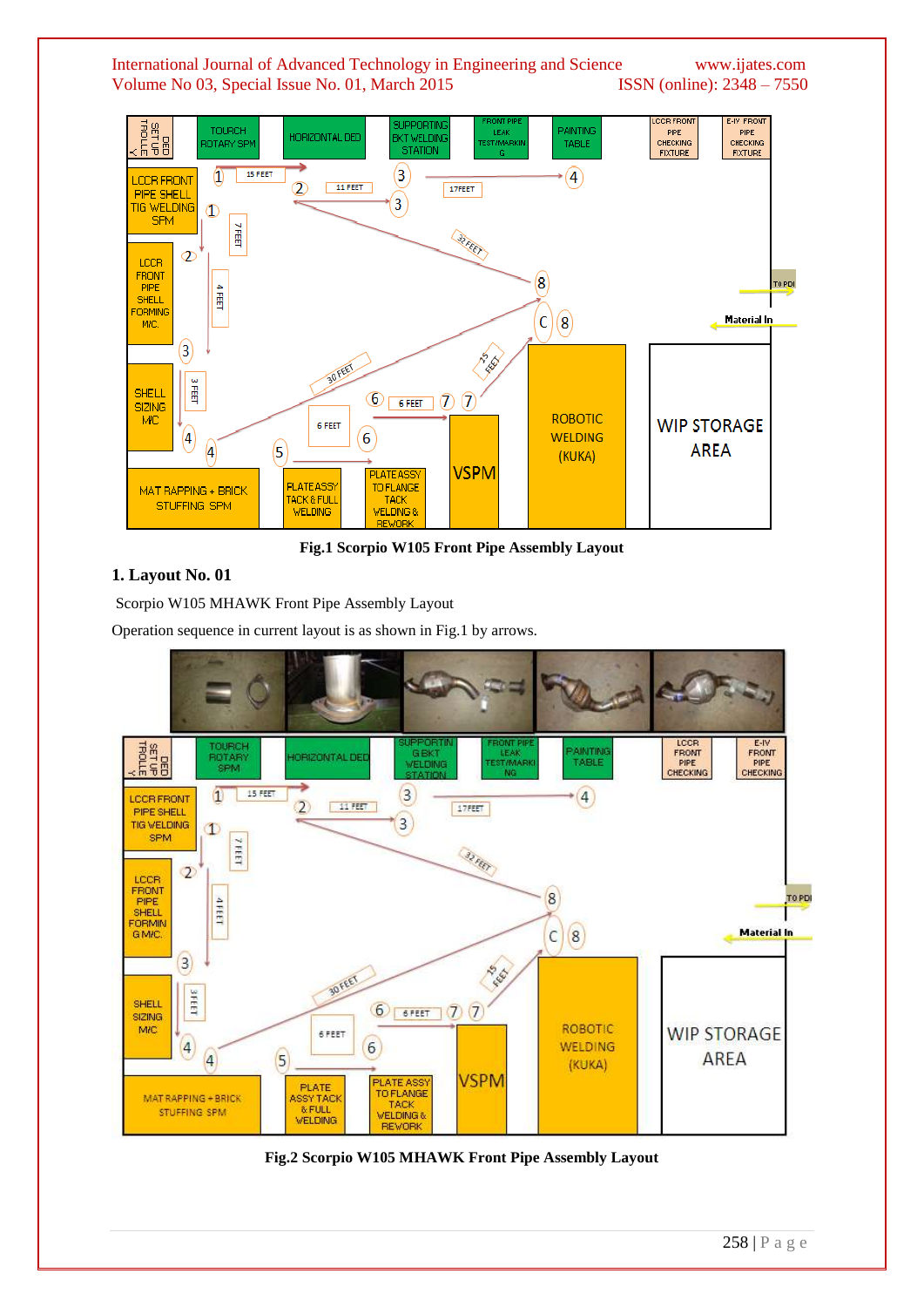Fig.1 Scorpio W105 Front Pipe Assembly Layout

## 1. Layout No. 01

Scorpio W105 MHAWK Front Pipe Assembly Layout

Operation sequence in current layout is as shown in Fig.1 by arrows.

Fig.2 Scorpio W105 MHAWK Front Pipe Assembly Layout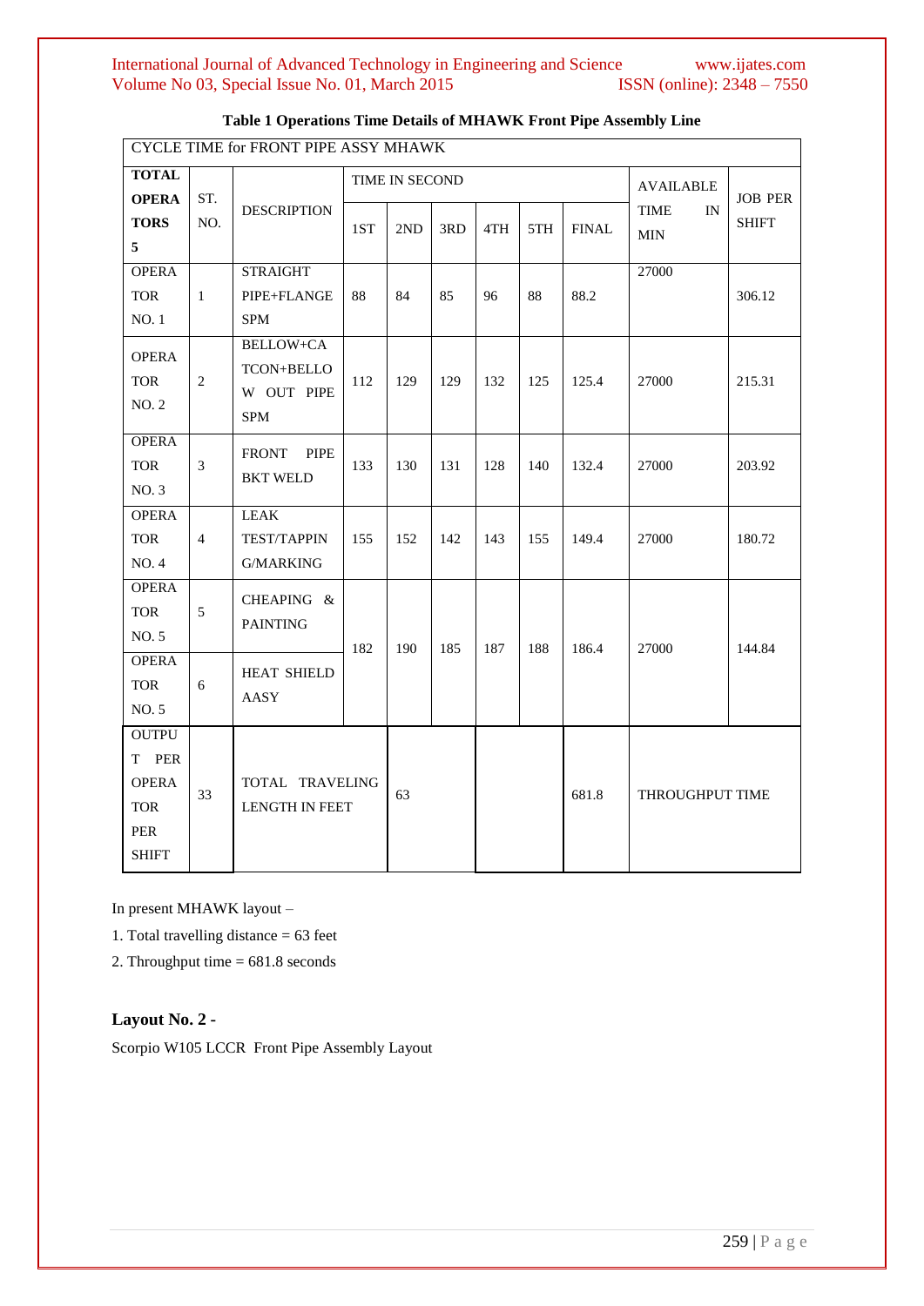**Table 1 Operations Time Details of MHAWK Front Pipe Assembly Line**

| CYCLE TIME for FRONT PIPE ASSY MHAWK | | | | | | | | | | |
|---|---|---|---|---|---|---|---|---|---|---|
| **TOTAL OPERATORS 5** | ST. NO. | DESCRIPTION | TIME IN SECOND | | | | | | AVAILABLE TIME IN MIN | JOB PER SHIFT |
| | | | 1ST | 2ND | 3RD | 4TH | 5TH | FINAL | | |
| OPERATOR NO. 1 | 1 | STRAIGHT PIPE+FLANGE SPM | 88 | 84 | 85 | 96 | 88 | 88.2 | 27000 | 306.12 |
| OPERATOR NO. 2 | 2 | BELLOW+CATCON+BELLOW OUT PIPE SPM | 112 | 129 | 129 | 132 | 125 | 125.4 | 27000 | 215.31 |
| OPERATOR NO. 3 | 3 | FRONT PIPE BKT WELD | 133 | 130 | 131 | 128 | 140 | 132.4 | 27000 | 203.92 |
| OPERATOR NO. 4 | 4 | LEAK TEST/TAPPING/MARKING | 155 | 152 | 142 | 143 | 155 | 149.4 | 27000 | 180.72 |
| OPERATOR NO. 5 | 5 | CHEAPING & PAINTING | 182 | 190 | 185 | 187 | 188 | 186.4 | 27000 | 144.84 |
| OPERATOR NO. 5 | 6 | HEAT SHIELD AASY | | | | | | | | |
| OUTPUT PER OPERATOR PER SHIFT | 33 | TOTAL TRAVELING LENGTH IN FEET | | 63 | | | | 681.8 | THROUGHPUT TIME | |

In present MHAWK layout –

1. Total travelling distance = 63 feet
2. Throughput time = 681.8 seconds

## Layout No. 2 -

Scorpio W105 LCCR Front Pipe Assembly Layout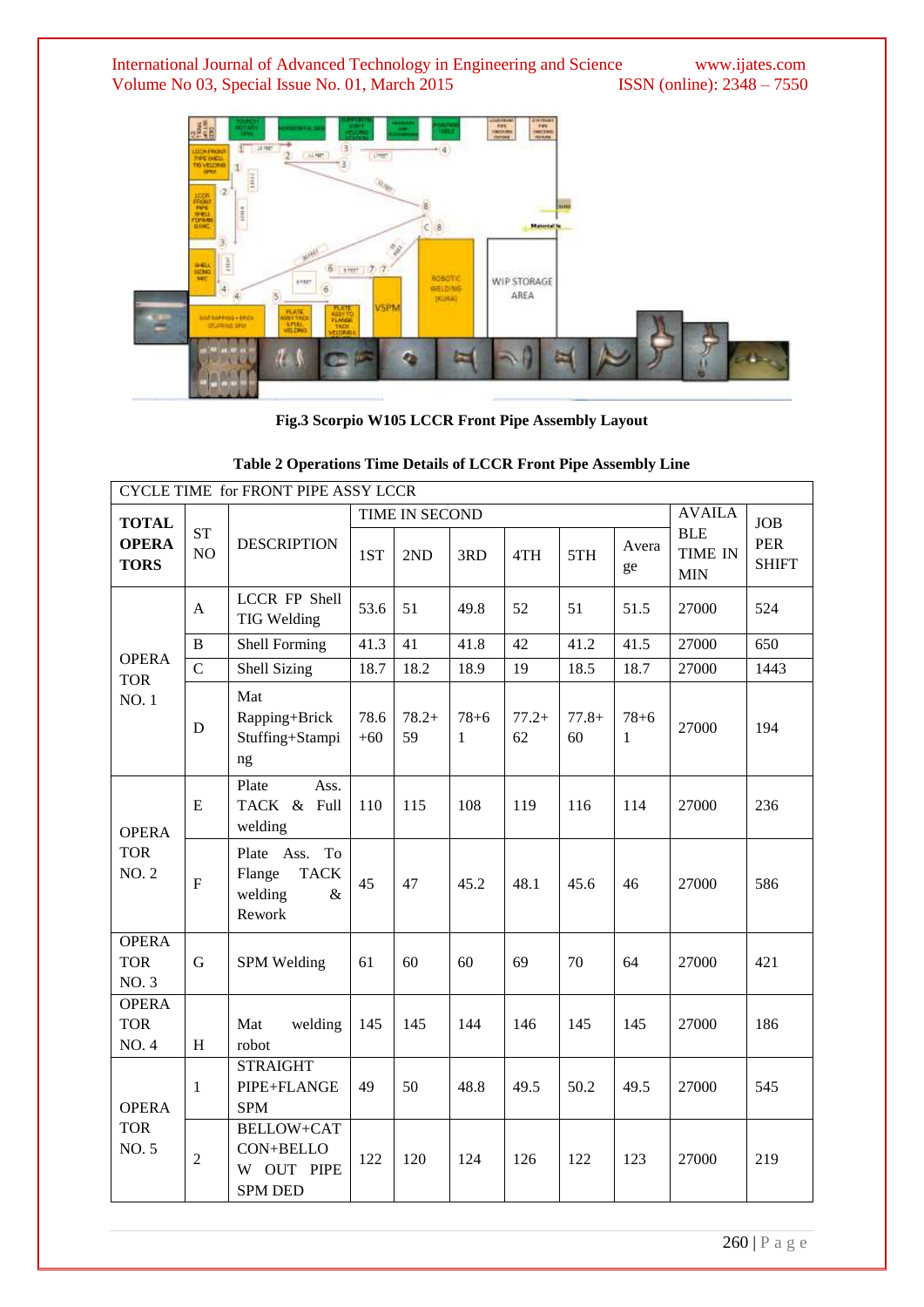**Fig.3 Scorpio W105 LCCR Front Pipe Assembly Layout**

**Table 2 Operations Time Details of LCCR Front Pipe Assembly Line**

| CYCLE TIME for FRONT PIPE ASSY LCCR | | | | | | | | | | |
|---|---|---|---|---|---|---|---|---|---|---|
| **TOTAL OPERATORS** | ST NO | DESCRIPTION | TIME IN SECOND | | | | | | AVAILABLE TIME IN MIN | JOB PER SHIFT |
| | | | 1ST | 2ND | 3RD | 4TH | 5TH | Average | | |
| OPERATOR NO. 1 | A | LCCR FP Shell TIG Welding | 53.6 | 51 | 49.8 | 52 | 51 | 51.5 | 27000 | 524 |
| | B | Shell Forming | 41.3 | 41 | 41.8 | 42 | 41.2 | 41.5 | 27000 | 650 |
| | C | Shell Sizing | 18.7 | 18.2 | 18.9 | 19 | 18.5 | 18.7 | 27000 | 1443 |
| | D | Mat Rapping+Brick Stuffing+Stamping | 78.6 +60 | 78.2+ 59 | 78+6 1 | 77.2+ 62 | 77.8+ 60 | 78+6 1 | 27000 | 194 |
| OPERATOR NO. 2 | E | Plate Ass. TACK & Full welding | 110 | 115 | 108 | 119 | 116 | 114 | 27000 | 236 |
| | F | Plate Ass. To Flange TACK welding & Rework | 45 | 47 | 45.2 | 48.1 | 45.6 | 46 | 27000 | 586 |
| OPERATOR NO. 3 | G | SPM Welding | 61 | 60 | 60 | 69 | 70 | 64 | 27000 | 421 |
| OPERATOR NO. 4 | H | Mat welding robot | 145 | 145 | 144 | 146 | 145 | 145 | 27000 | 186 |
| OPERATOR NO. 5 | 1 | STRAIGHT PIPE+FLANGE SPM | 49 | 50 | 48.8 | 49.5 | 50.2 | 49.5 | 27000 | 545 |
| | 2 | BELLOW+CATCON+BELLOW OUT PIPE SPM DED | 122 | 120 | 124 | 126 | 122 | 123 | 27000 | 219 |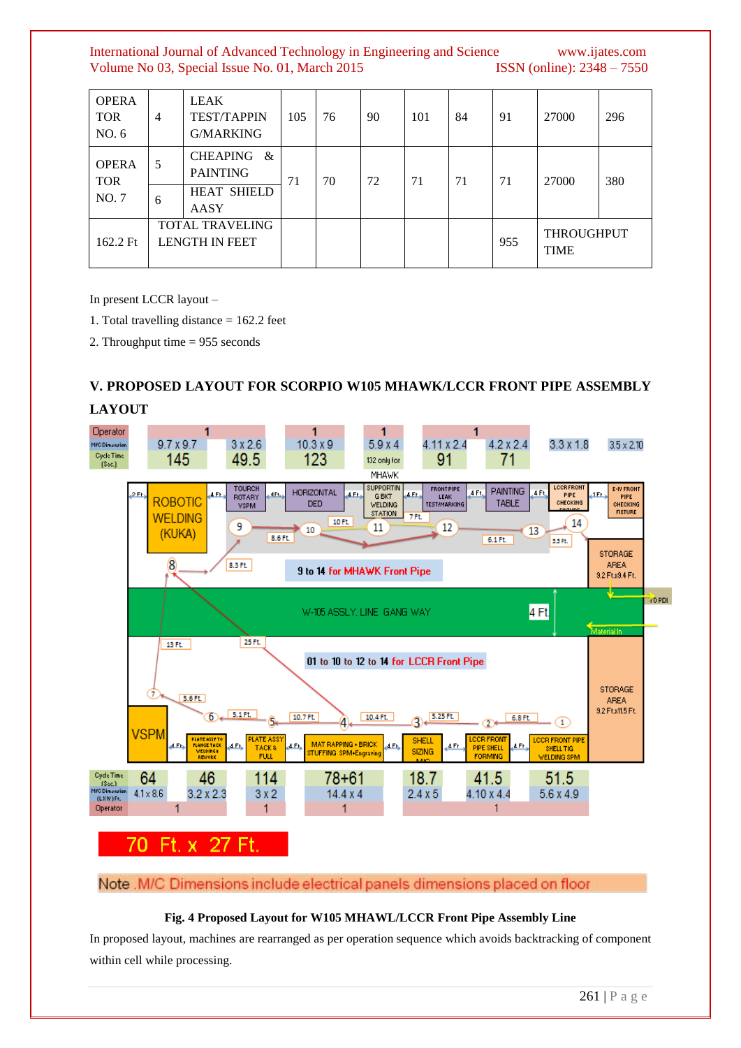| OPERATOR NO. 6 | 4 | LEAK TEST/TAPPING/MARKING | 105 | 76 | 90 | 101 | 84 | 91 | 27000 | 296 |
|---|---|---|---|---|---|---|---|---|---|---|
| OPERATOR NO. 7 | 5 | CHEAPING & PAINTING | 71 | 70 | 72 | 71 | 71 | 71 | 27000 | 380 |
| | 6 | HEAT SHIELD AASY | | | | | | | | |
| 162.2 Ft | TOTAL TRAVELING LENGTH IN FEET | | | | | | | 955 | THROUGHPUT TIME | |

In present LCCR layout –

1. Total travelling distance = 162.2 feet
2. Throughput time = 955 seconds

## V. PROPOSED LAYOUT FOR SCORPIO W105 MHAWK/LCCR FRONT PIPE ASSEMBLY LAYOUT

**Fig. 4 Proposed Layout for W105 MHAWL/LCCR Front Pipe Assembly Line**

In proposed layout, machines are rearranged as per operation sequence which avoids backtracking of component within cell while processing.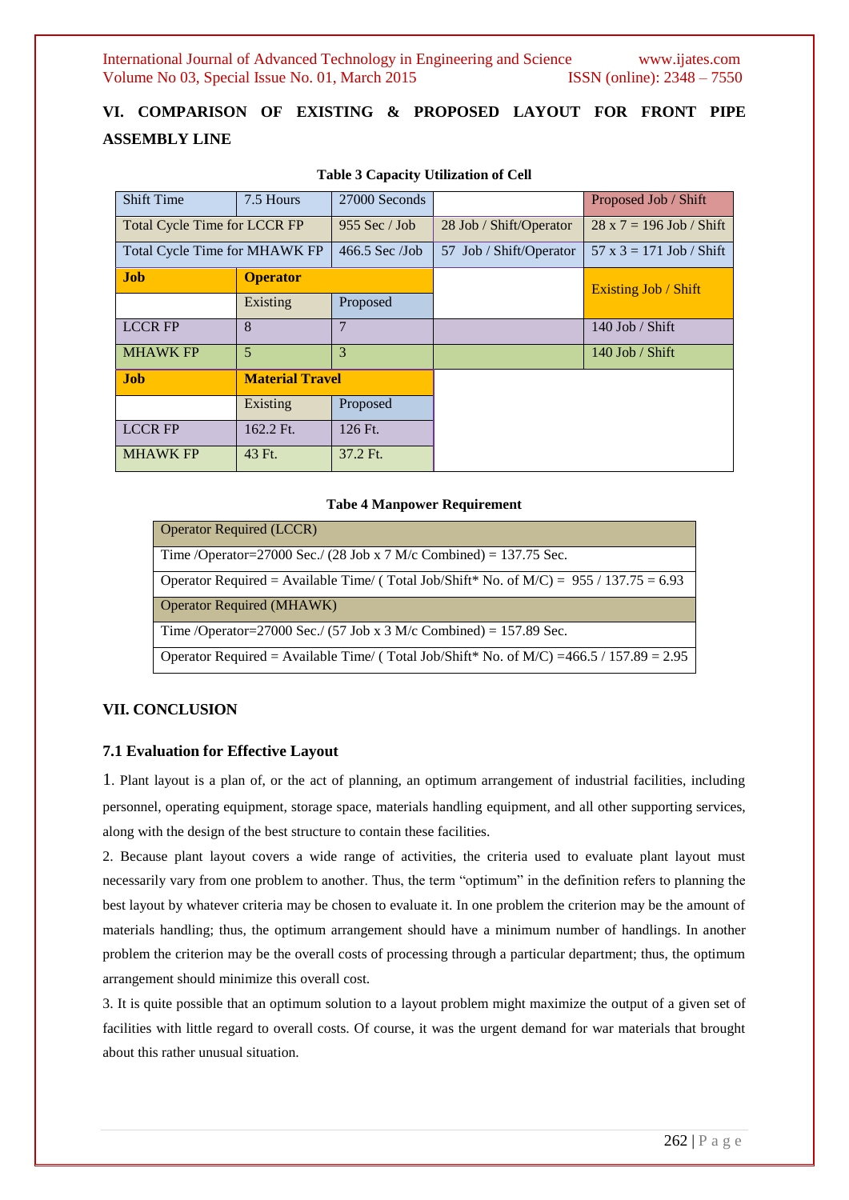## VI. COMPARISON OF EXISTING & PROPOSED LAYOUT FOR FRONT PIPE ASSEMBLY LINE

**Table 3 Capacity Utilization of Cell**

| Shift Time | 7.5 Hours | 27000 Seconds | | Proposed Job / Shift |
|---|---|---|---|---|
| Total Cycle Time for LCCR FP | | 955 Sec / Job | 28 Job / Shift/Operator | 28 x 7 = 196 Job / Shift |
| Total Cycle Time for MHAWK FP | | 466.5 Sec /Job | 57 Job / Shift/Operator | 57 x 3 = 171 Job / Shift |
| **Job** | **Operator** | | | Existing Job / Shift |
| | Existing | Proposed | | |
| LCCR FP | 8 | 7 | | 140 Job / Shift |
| MHAWK FP | 5 | 3 | | 140 Job / Shift |
| **Job** | **Material Travel** | | | |
| | Existing | Proposed | | |
| LCCR FP | 162.2 Ft. | 126 Ft. | | |
| MHAWK FP | 43 Ft. | 37.2 Ft. | | |

**Tabe 4 Manpower Requirement**

| Operator Required (LCCR) |
|---|
| Time /Operator=27000 Sec./ (28 Job x 7 M/c Combined) = 137.75 Sec. |
| Operator Required = Available Time/ ( Total Job/Shift* No. of M/C) = 955 / 137.75 = 6.93 |
| Operator Required (MHAWK) |
| Time /Operator=27000 Sec./ (57 Job x 3 M/c Combined) = 157.89 Sec. |
| Operator Required = Available Time/ ( Total Job/Shift* No. of M/C) =466.5 / 157.89 = 2.95 |

## VII. CONCLUSION

### 7.1 Evaluation for Effective Layout

1. Plant layout is a plan of, or the act of planning, an optimum arrangement of industrial facilities, including personnel, operating equipment, storage space, materials handling equipment, and all other supporting services, along with the design of the best structure to contain these facilities.

2. Because plant layout covers a wide range of activities, the criteria used to evaluate plant layout must necessarily vary from one problem to another. Thus, the term "optimum" in the definition refers to planning the best layout by whatever criteria may be chosen to evaluate it. In one problem the criterion may be the amount of materials handling; thus, the optimum arrangement should have a minimum number of handlings. In another problem the criterion may be the overall costs of processing through a particular department; thus, the optimum arrangement should minimize this overall cost.

3. It is quite possible that an optimum solution to a layout problem might maximize the output of a given set of facilities with little regard to overall costs. Of course, it was the urgent demand for war materials that brought about this rather unusual situation.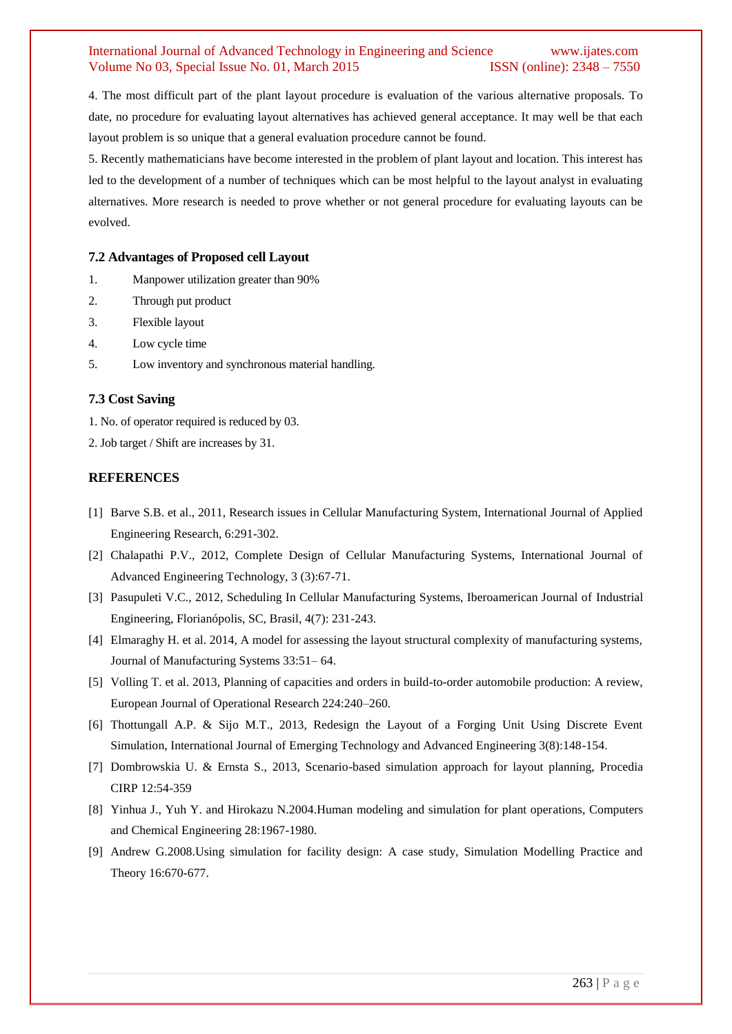4. The most difficult part of the plant layout procedure is evaluation of the various alternative proposals. To date, no procedure for evaluating layout alternatives has achieved general acceptance. It may well be that each layout problem is so unique that a general evaluation procedure cannot be found.

5. Recently mathematicians have become interested in the problem of plant layout and location. This interest has led to the development of a number of techniques which can be most helpful to the layout analyst in evaluating alternatives. More research is needed to prove whether or not general procedure for evaluating layouts can be evolved.

### 7.2 Advantages of Proposed cell Layout

1. Manpower utilization greater than 90%
2. Through put product
3. Flexible layout
4. Low cycle time
5. Low inventory and synchronous material handling.

### 7.3 Cost Saving

1. No. of operator required is reduced by 03.
2. Job target / Shift are increases by 31.

## REFERENCES

[1] Barve S.B. et al., 2011, Research issues in Cellular Manufacturing System, International Journal of Applied Engineering Research, 6:291-302.

[2] Chalapathi P.V., 2012, Complete Design of Cellular Manufacturing Systems, International Journal of Advanced Engineering Technology, 3 (3):67-71.

[3] Pasupuleti V.C., 2012, Scheduling In Cellular Manufacturing Systems, Iberoamerican Journal of Industrial Engineering, Florianópolis, SC, Brasil, 4(7): 231-243.

[4] Elmaraghy H. et al. 2014, A model for assessing the layout structural complexity of manufacturing systems, Journal of Manufacturing Systems 33:51– 64.

[5] Volling T. et al. 2013, Planning of capacities and orders in build-to-order automobile production: A review, European Journal of Operational Research 224:240–260.

[6] Thottungall A.P. & Sijo M.T., 2013, Redesign the Layout of a Forging Unit Using Discrete Event Simulation, International Journal of Emerging Technology and Advanced Engineering 3(8):148-154.

[7] Dombrowskia U. & Ernsta S., 2013, Scenario-based simulation approach for layout planning, Procedia CIRP 12:54-359

[8] Yinhua J., Yuh Y. and Hirokazu N.2004.Human modeling and simulation for plant operations, Computers and Chemical Engineering 28:1967-1980.

[9] Andrew G.2008.Using simulation for facility design: A case study, Simulation Modelling Practice and Theory 16:670-677.